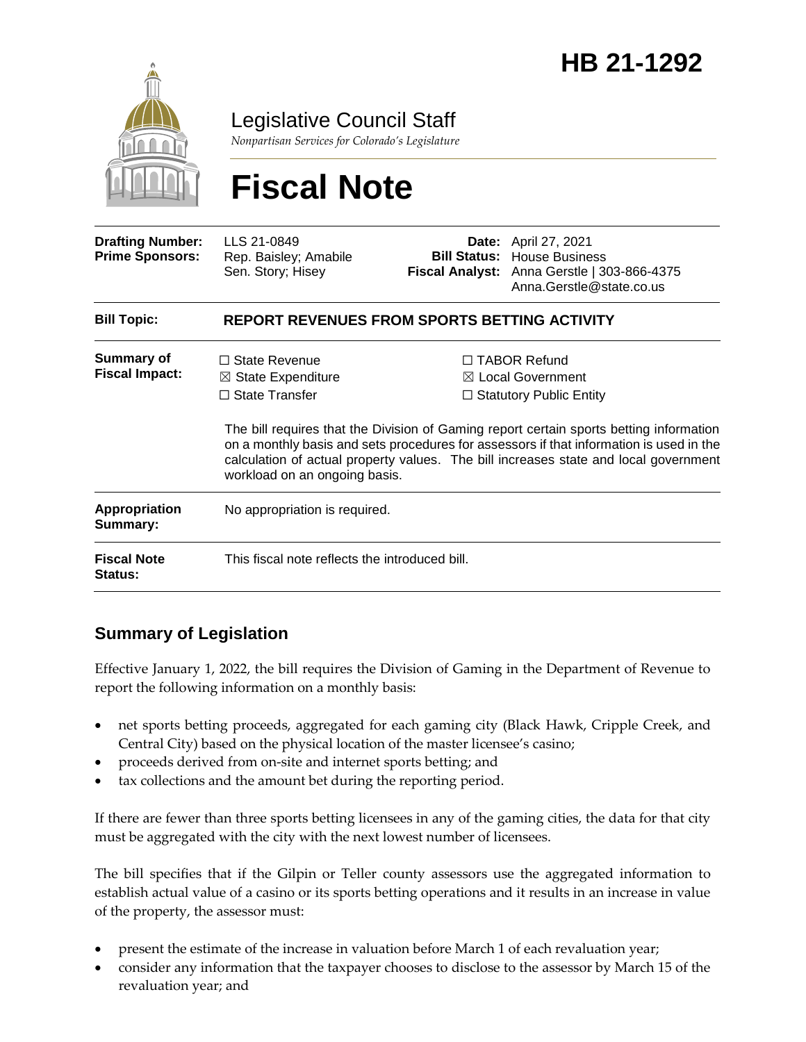# HB 21-1292

Legislative Council Staff

*Nonpartisan Services for Colorado's Legislature*

# Fiscal Note

| | | | |
|---|---|---|---|
| **Drafting Number:** | LLS 21-0849 | **Date:** | April 27, 2021 |
| **Prime Sponsors:** | Rep. Baisley; Amabile<br>Sen. Story; Hisey | **Bill Status:** | House Business |
| | | **Fiscal Analyst:** | Anna Gerstle \| 303-866-4375<br>Anna.Gerstle@state.co.us |

| | |
|---|---|
| **Bill Topic:** | **REPORT REVENUES FROM SPORTS BETTING ACTIVITY** |
| **Summary of Fiscal Impact:** | ☐ State Revenue<br>☒ State Expenditure<br>☐ State Transfer<br>☐ TABOR Refund<br>☒ Local Government<br>☐ Statutory Public Entity<br><br>The bill requires that the Division of Gaming report certain sports betting information on a monthly basis and sets procedures for assessors if that information is used in the calculation of actual property values. The bill increases state and local government workload on an ongoing basis. |
| **Appropriation Summary:** | No appropriation is required. |
| **Fiscal Note Status:** | This fiscal note reflects the introduced bill. |

## Summary of Legislation

Effective January 1, 2022, the bill requires the Division of Gaming in the Department of Revenue to report the following information on a monthly basis:

- net sports betting proceeds, aggregated for each gaming city (Black Hawk, Cripple Creek, and Central City) based on the physical location of the master licensee's casino;
- proceeds derived from on-site and internet sports betting; and
- tax collections and the amount bet during the reporting period.

If there are fewer than three sports betting licensees in any of the gaming cities, the data for that city must be aggregated with the city with the next lowest number of licensees.

The bill specifies that if the Gilpin or Teller county assessors use the aggregated information to establish actual value of a casino or its sports betting operations and it results in an increase in value of the property, the assessor must:

- present the estimate of the increase in valuation before March 1 of each revaluation year;
- consider any information that the taxpayer chooses to disclose to the assessor by March 15 of the revaluation year; and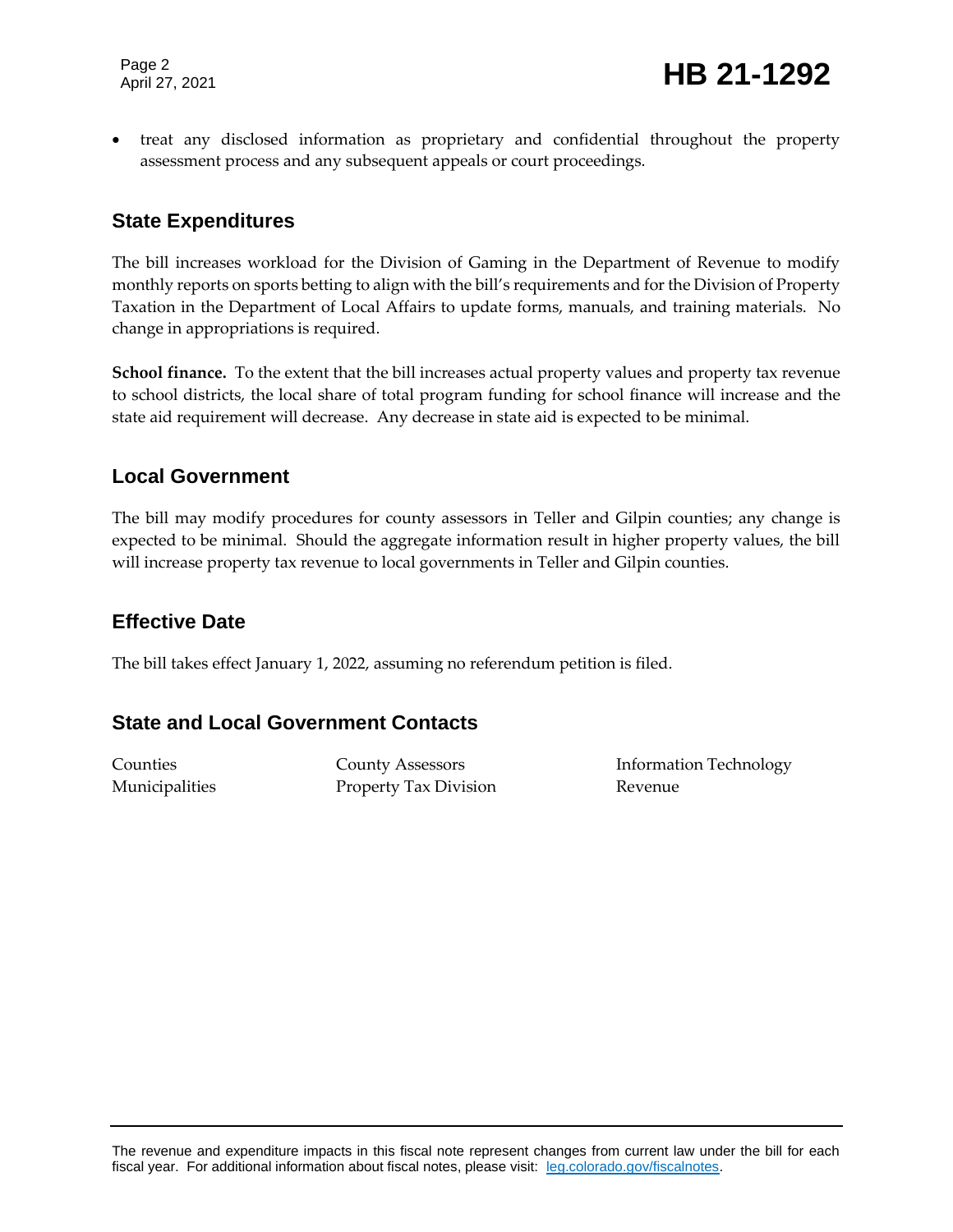- treat any disclosed information as proprietary and confidential throughout the property assessment process and any subsequent appeals or court proceedings.

## State Expenditures

The bill increases workload for the Division of Gaming in the Department of Revenue to modify monthly reports on sports betting to align with the bill's requirements and for the Division of Property Taxation in the Department of Local Affairs to update forms, manuals, and training materials. No change in appropriations is required.

**School finance.** To the extent that the bill increases actual property values and property tax revenue to school districts, the local share of total program funding for school finance will increase and the state aid requirement will decrease. Any decrease in state aid is expected to be minimal.

## Local Government

The bill may modify procedures for county assessors in Teller and Gilpin counties; any change is expected to be minimal. Should the aggregate information result in higher property values, the bill will increase property tax revenue to local governments in Teller and Gilpin counties.

## Effective Date

The bill takes effect January 1, 2022, assuming no referendum petition is filed.

## State and Local Government Contacts

| | | |
|---|---|---|
| Counties | County Assessors | Information Technology |
| Municipalities | Property Tax Division | Revenue |

The revenue and expenditure impacts in this fiscal note represent changes from current law under the bill for each fiscal year. For additional information about fiscal notes, please visit: leg.colorado.gov/fiscalnotes.